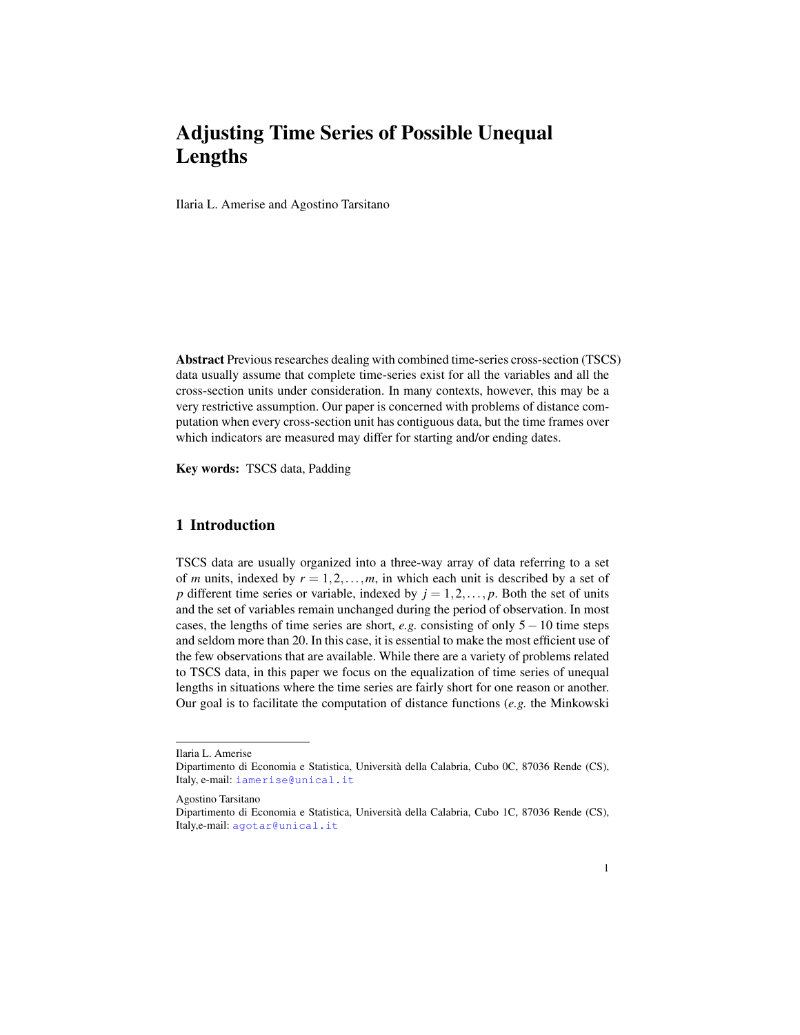# Adjusting Time Series of Possible Unequal Lengths

Ilaria L. Amerise and Agostino Tarsitano

**Abstract** Previous researches dealing with combined time-series cross-section (TSCS) data usually assume that complete time-series exist for all the variables and all the cross-section units under consideration. In many contexts, however, this may be a very restrictive assumption. Our paper is concerned with problems of distance computation when every cross-section unit has contiguous data, but the time frames over which indicators are measured may differ for starting and/or ending dates.

**Key words:** TSCS data, Padding

## 1 Introduction

TSCS data are usually organized into a three-way array of data referring to a set of $m$ units, indexed by $r = 1, 2, \ldots, m$, in which each unit is described by a set of $p$ different time series or variable, indexed by $j = 1, 2, \ldots, p$. Both the set of units and the set of variables remain unchanged during the period of observation. In most cases, the lengths of time series are short, *e.g.* consisting of only $5-10$ time steps and seldom more than 20. In this case, it is essential to make the most efficient use of the few observations that are available. While there are a variety of problems related to TSCS data, in this paper we focus on the equalization of time series of unequal lengths in situations where the time series are fairly short for one reason or another. Our goal is to facilitate the computation of distance functions (*e.g.* the Minkowski

---

Ilaria L. Amerise
Dipartimento di Economia e Statistica, Università della Calabria, Cubo 0C, 87036 Rende (CS), Italy, e-mail: iamerise@unical.it

Agostino Tarsitano
Dipartimento di Economia e Statistica, Università della Calabria, Cubo 1C, 87036 Rende (CS), Italy,e-mail: agotar@unical.it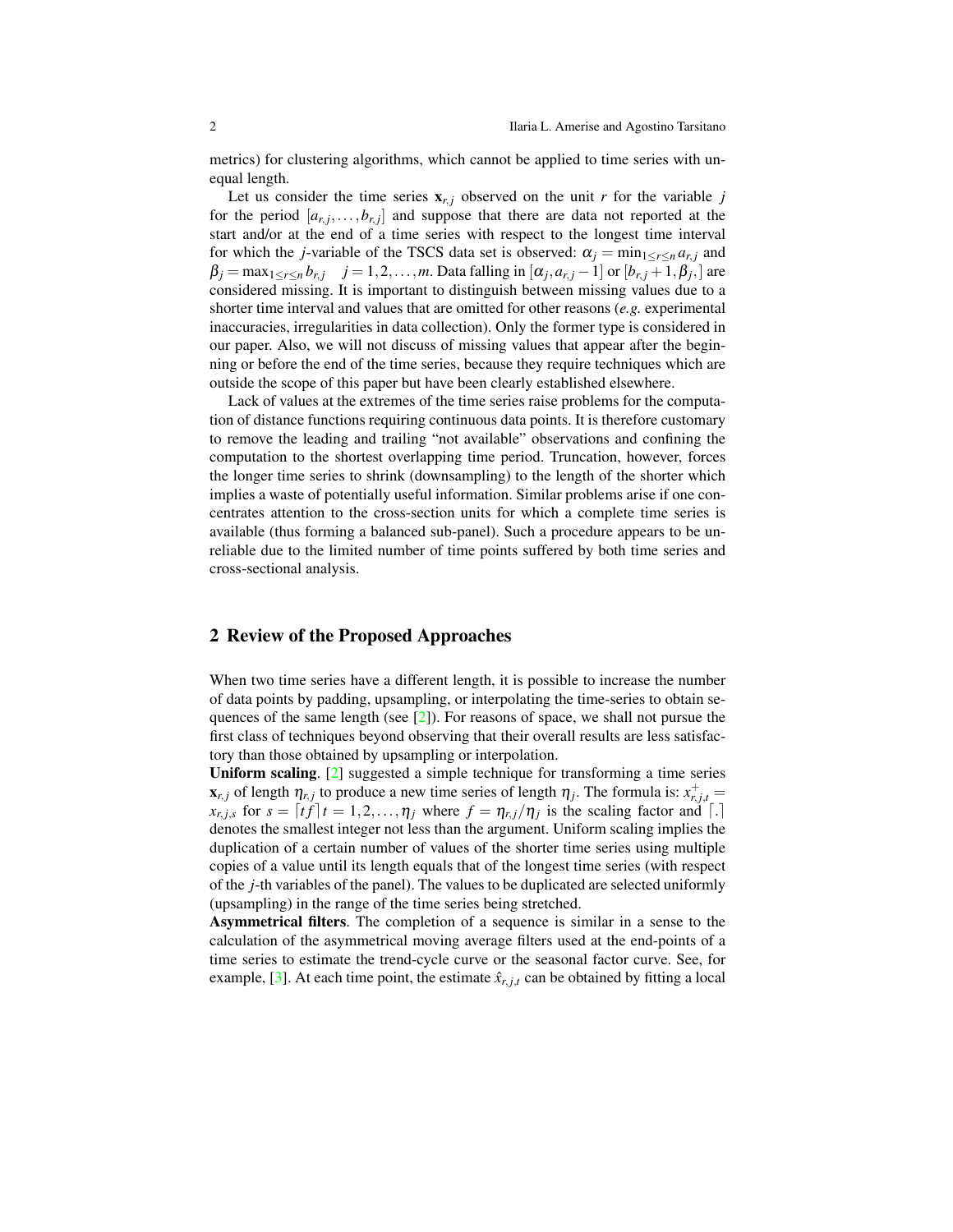metrics) for clustering algorithms, which cannot be applied to time series with unequal length.

Let us consider the time series $\mathbf{x}_{r,j}$ observed on the unit $r$ for the variable $j$ for the period $[a_{r,j},\ldots,b_{r,j}]$ and suppose that there are data not reported at the start and/or at the end of a time series with respect to the longest time interval for which the $j$-variable of the TSCS data set is observed: $\alpha_j = \min_{1\leq r\leq n} a_{r,j}$ and $\beta_j = \max_{1\leq r\leq n} b_{r,j} \quad j=1,2,\ldots,m$. Data falling in $[\alpha_j, a_{r,j}-1]$ or $[b_{r,j}+1, \beta_j,]$ are considered missing. It is important to distinguish between missing values due to a shorter time interval and values that are omitted for other reasons (*e.g.* experimental inaccuracies, irregularities in data collection). Only the former type is considered in our paper. Also, we will not discuss of missing values that appear after the beginning or before the end of the time series, because they require techniques which are outside the scope of this paper but have been clearly established elsewhere.

Lack of values at the extremes of the time series raise problems for the computation of distance functions requiring continuous data points. It is therefore customary to remove the leading and trailing "not available" observations and confining the computation to the shortest overlapping time period. Truncation, however, forces the longer time series to shrink (downsampling) to the length of the shorter which implies a waste of potentially useful information. Similar problems arise if one concentrates attention to the cross-section units for which a complete time series is available (thus forming a balanced sub-panel). Such a procedure appears to be unreliable due to the limited number of time points suffered by both time series and cross-sectional analysis.

## 2 Review of the Proposed Approaches

When two time series have a different length, it is possible to increase the number of data points by padding, upsampling, or interpolating the time-series to obtain sequences of the same length (see [2]). For reasons of space, we shall not pursue the first class of techniques beyond observing that their overall results are less satisfactory than those obtained by upsampling or interpolation.

**Uniform scaling**. [2] suggested a simple technique for transforming a time series $\mathbf{x}_{r,j}$ of length $\eta_{r,j}$ to produce a new time series of length $\eta_j$. The formula is: $x^{+}_{r,j,t} = x_{r,j,s}$ for $s = \lceil tf \rceil\, t = 1,2,\ldots,\eta_j$ where $f = \eta_{r,j}/\eta_j$ is the scaling factor and $\lceil . \rceil$ denotes the smallest integer not less than the argument. Uniform scaling implies the duplication of a certain number of values of the shorter time series using multiple copies of a value until its length equals that of the longest time series (with respect of the $j$-th variables of the panel). The values to be duplicated are selected uniformly (upsampling) in the range of the time series being stretched.

**Asymmetrical filters**. The completion of a sequence is similar in a sense to the calculation of the asymmetrical moving average filters used at the end-points of a time series to estimate the trend-cycle curve or the seasonal factor curve. See, for example, [3]. At each time point, the estimate $\hat{x}_{r,j,t}$ can be obtained by fitting a local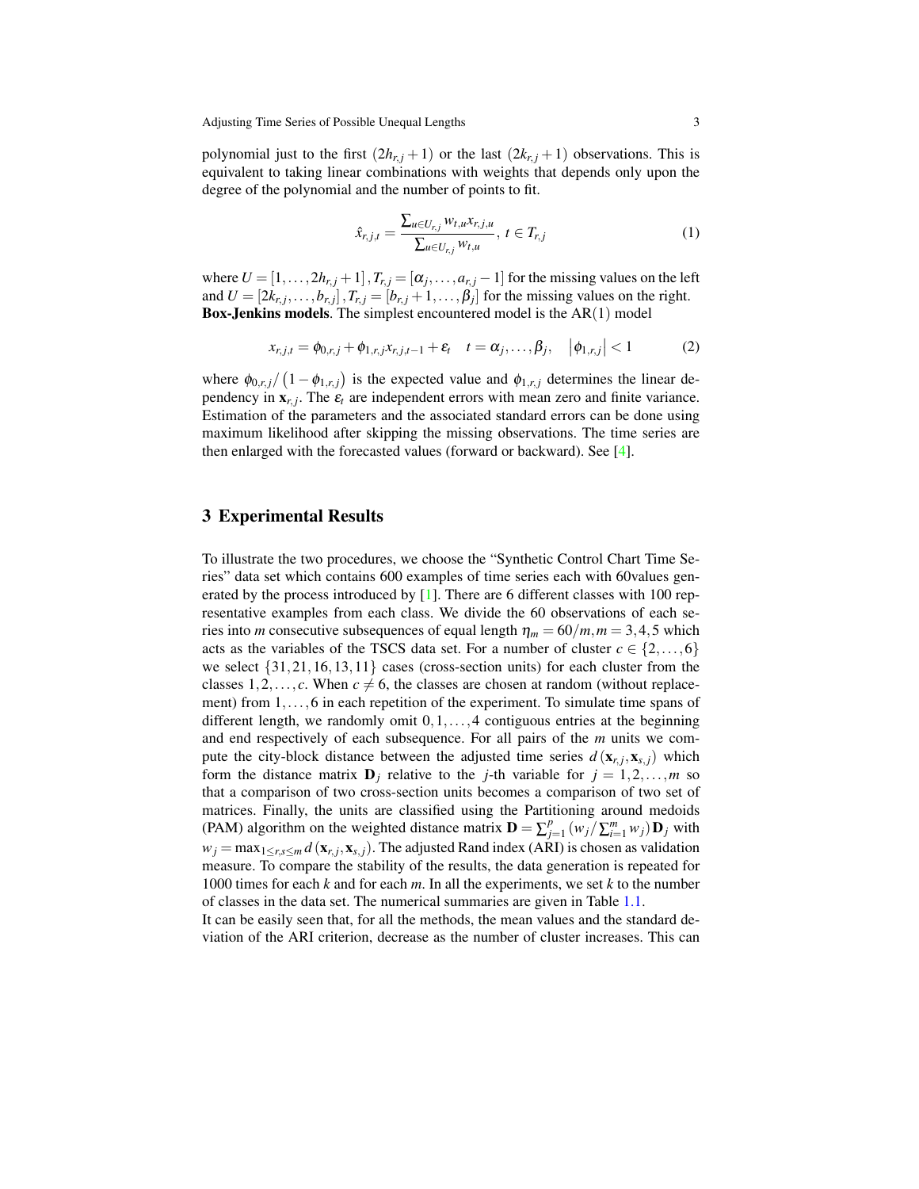polynomial just to the first $(2h_{r,j}+1)$ or the last $(2k_{r,j}+1)$ observations. This is equivalent to taking linear combinations with weights that depends only upon the degree of the polynomial and the number of points to fit.

$$\hat{x}_{r,j,t} = \frac{\sum_{u \in U_{r,j}} w_{t,u} x_{r,j,u}}{\sum_{u \in U_{r,j}} w_{t,u}}, \; t \in T_{r,j} \tag{1}$$

where $U = [1, \ldots, 2h_{r,j}+1], T_{r,j} = [\alpha_j, \ldots, a_{r,j}-1]$ for the missing values on the left and $U = [2k_{r,j}, \ldots, b_{r,j}], T_{r,j} = [b_{r,j}+1, \ldots, \beta_j]$ for the missing values on the right.
**Box-Jenkins models**. The simplest encountered model is the AR(1) model

$$x_{r,j,t} = \phi_{0,r,j} + \phi_{1,r,j} x_{r,j,t-1} + \varepsilon_t \quad t = \alpha_j, \ldots, \beta_j, \quad \left|\phi_{1,r,j}\right| < 1 \tag{2}$$

where $\phi_{0,r,j}/\left(1-\phi_{1,r,j}\right)$ is the expected value and $\phi_{1,r,j}$ determines the linear dependency in $\mathbf{x}_{r,j}$. The $\varepsilon_t$ are independent errors with mean zero and finite variance. Estimation of the parameters and the associated standard errors can be done using maximum likelihood after skipping the missing observations. The time series are then enlarged with the forecasted values (forward or backward). See [4].

## 3 Experimental Results

To illustrate the two procedures, we choose the "Synthetic Control Chart Time Series" data set which contains 600 examples of time series each with 60values generated by the process introduced by [1]. There are 6 different classes with 100 representative examples from each class. We divide the 60 observations of each series into $m$ consecutive subsequences of equal length $\eta_m = 60/m, m = 3,4,5$ which acts as the variables of the TSCS data set. For a number of cluster $c \in \{2, \ldots, 6\}$ we select $\{31, 21, 16, 13, 11\}$ cases (cross-section units) for each cluster from the classes $1, 2, \ldots, c$. When $c \neq 6$, the classes are chosen at random (without replacement) from $1, \ldots, 6$ in each repetition of the experiment. To simulate time spans of different length, we randomly omit $0, 1, \ldots, 4$ contiguous entries at the beginning and end respectively of each subsequence. For all pairs of the $m$ units we compute the city-block distance between the adjusted time series $d(\mathbf{x}_{r,j}, \mathbf{x}_{s,j})$ which form the distance matrix $\mathbf{D}_j$ relative to the $j$-th variable for $j = 1, 2, \ldots, m$ so that a comparison of two cross-section units becomes a comparison of two set of matrices. Finally, the units are classified using the Partitioning around medoids (PAM) algorithm on the weighted distance matrix $\mathbf{D} = \sum_{j=1}^{p} \left(w_j / \sum_{i=1}^{m} w_j\right) \mathbf{D}_j$ with $w_j = \max_{1 \leq r,s \leq m} d(\mathbf{x}_{r,j}, \mathbf{x}_{s,j})$. The adjusted Rand index (ARI) is chosen as validation measure. To compare the stability of the results, the data generation is repeated for 1000 times for each $k$ and for each $m$. In all the experiments, we set $k$ to the number of classes in the data set. The numerical summaries are given in Table 1.1.
It can be easily seen that, for all the methods, the mean values and the standard deviation of the ARI criterion, decrease as the number of cluster increases. This can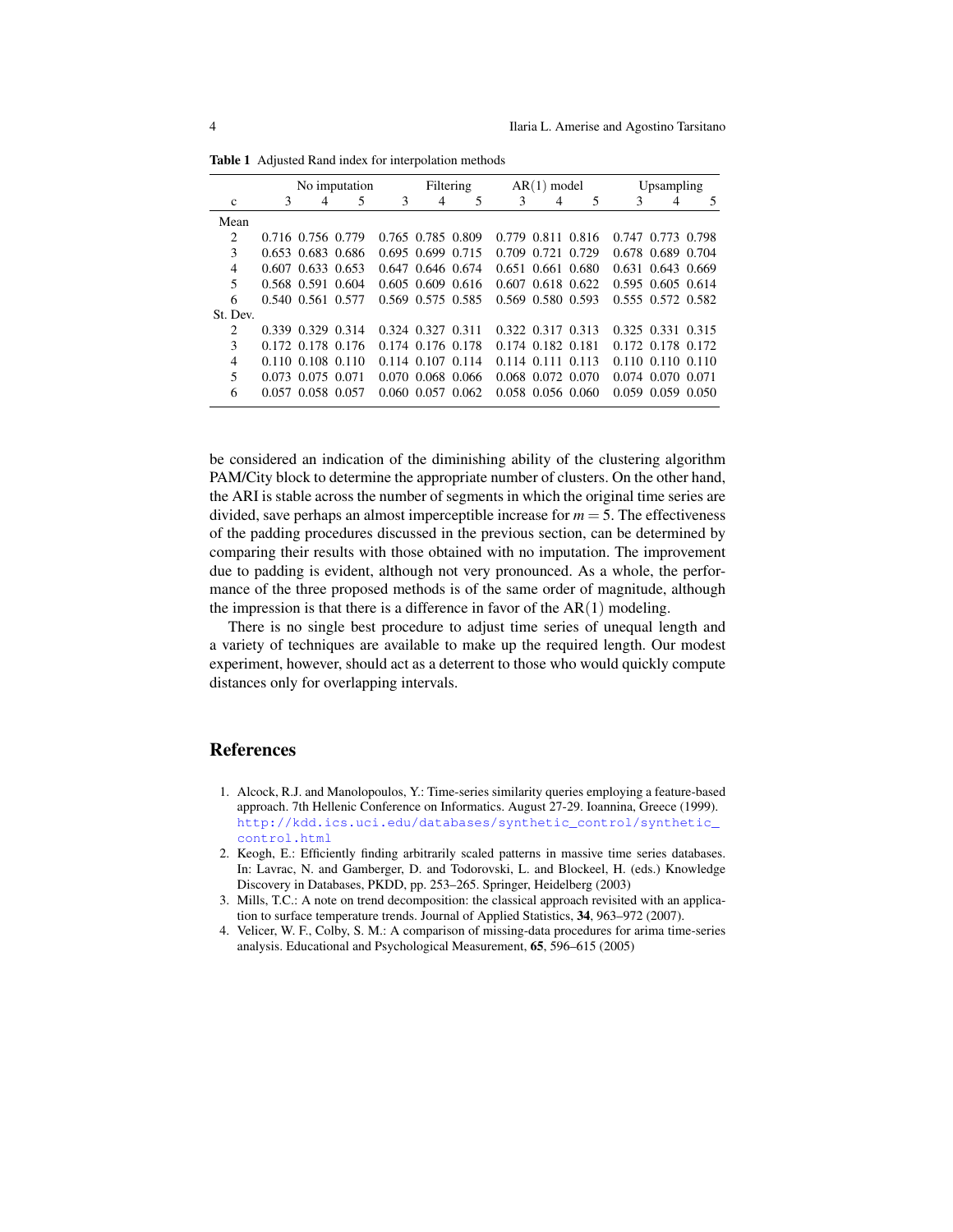**Table 1** Adjusted Rand index for interpolation methods

| | No imputation | | | Filtering | | | AR(1) model | | | Upsampling | | |
|---|---|---|---|---|---|---|---|---|---|---|---|---|
| c | 3 | 4 | 5 | 3 | 4 | 5 | 3 | 4 | 5 | 3 | 4 | 5 |
| Mean | | | | | | | | | | | | |
| 2 | 0.716 | 0.756 | 0.779 | 0.765 | 0.785 | 0.809 | 0.779 | 0.811 | 0.816 | 0.747 | 0.773 | 0.798 |
| 3 | 0.653 | 0.683 | 0.686 | 0.695 | 0.699 | 0.715 | 0.709 | 0.721 | 0.729 | 0.678 | 0.689 | 0.704 |
| 4 | 0.607 | 0.633 | 0.653 | 0.647 | 0.646 | 0.674 | 0.651 | 0.661 | 0.680 | 0.631 | 0.643 | 0.669 |
| 5 | 0.568 | 0.591 | 0.604 | 0.605 | 0.609 | 0.616 | 0.607 | 0.618 | 0.622 | 0.595 | 0.605 | 0.614 |
| 6 | 0.540 | 0.561 | 0.577 | 0.569 | 0.575 | 0.585 | 0.569 | 0.580 | 0.593 | 0.555 | 0.572 | 0.582 |
| St. Dev. | | | | | | | | | | | | |
| 2 | 0.339 | 0.329 | 0.314 | 0.324 | 0.327 | 0.311 | 0.322 | 0.317 | 0.313 | 0.325 | 0.331 | 0.315 |
| 3 | 0.172 | 0.178 | 0.176 | 0.174 | 0.176 | 0.178 | 0.174 | 0.182 | 0.181 | 0.172 | 0.178 | 0.172 |
| 4 | 0.110 | 0.108 | 0.110 | 0.114 | 0.107 | 0.114 | 0.114 | 0.111 | 0.113 | 0.110 | 0.110 | 0.110 |
| 5 | 0.073 | 0.075 | 0.071 | 0.070 | 0.068 | 0.066 | 0.068 | 0.072 | 0.070 | 0.074 | 0.070 | 0.071 |
| 6 | 0.057 | 0.058 | 0.057 | 0.060 | 0.057 | 0.062 | 0.058 | 0.056 | 0.060 | 0.059 | 0.059 | 0.050 |

be considered an indication of the diminishing ability of the clustering algorithm PAM/City block to determine the appropriate number of clusters. On the other hand, the ARI is stable across the number of segments in which the original time series are divided, save perhaps an almost imperceptible increase for $m = 5$. The effectiveness of the padding procedures discussed in the previous section, can be determined by comparing their results with those obtained with no imputation. The improvement due to padding is evident, although not very pronounced. As a whole, the performance of the three proposed methods is of the same order of magnitude, although the impression is that there is a difference in favor of the AR$(1)$ modeling.

There is no single best procedure to adjust time series of unequal length and a variety of techniques are available to make up the required length. Our modest experiment, however, should act as a deterrent to those who would quickly compute distances only for overlapping intervals.

## References

1. Alcock, R.J. and Manolopoulos, Y.: Time-series similarity queries employing a feature-based approach. 7th Hellenic Conference on Informatics. August 27-29. Ioannina, Greece (1999). http://kdd.ics.uci.edu/databases/synthetic_control/synthetic_control.html
2. Keogh, E.: Efficiently finding arbitrarily scaled patterns in massive time series databases. In: Lavrac, N. and Gamberger, D. and Todorovski, L. and Blockeel, H. (eds.) Knowledge Discovery in Databases, PKDD, pp. 253–265. Springer, Heidelberg (2003)
3. Mills, T.C.: A note on trend decomposition: the classical approach revisited with an application to surface temperature trends. Journal of Applied Statistics, **34**, 963–972 (2007).
4. Velicer, W. F., Colby, S. M.: A comparison of missing-data procedures for arima time-series analysis. Educational and Psychological Measurement, **65**, 596–615 (2005)